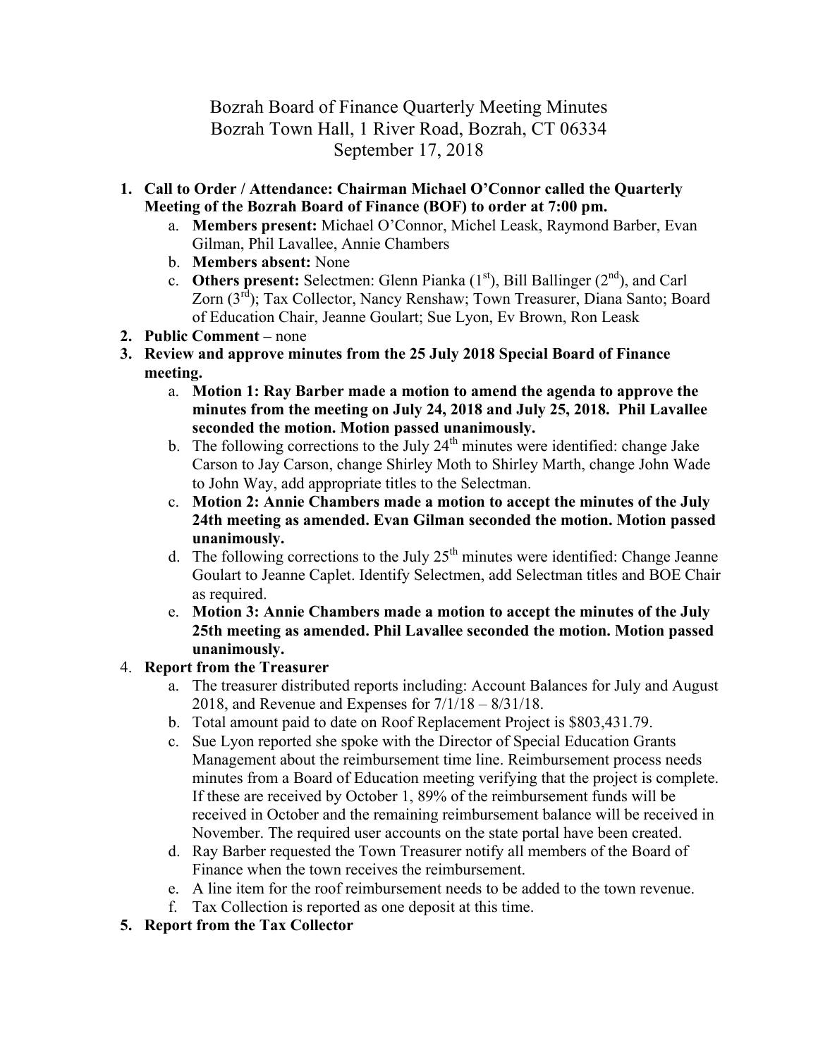# Bozrah Board of Finance Quarterly Meeting Minutes
## Bozrah Town Hall, 1 River Road, Bozrah, CT 06334
## September 17, 2018

1. **Call to Order / Attendance: Chairman Michael O'Connor called the Quarterly Meeting of the Bozrah Board of Finance (BOF) to order at 7:00 pm.**
    a. **Members present:** Michael O'Connor, Michel Leask, Raymond Barber, Evan Gilman, Phil Lavallee, Annie Chambers
    b. **Members absent:** None
    c. **Others present:** Selectmen: Glenn Pianka (1st), Bill Ballinger (2nd), and Carl Zorn (3rd); Tax Collector, Nancy Renshaw; Town Treasurer, Diana Santo; Board of Education Chair, Jeanne Goulart; Sue Lyon, Ev Brown, Ron Leask
2. **Public Comment –** none
3. **Review and approve minutes from the 25 July 2018 Special Board of Finance meeting.**
    a. **Motion 1: Ray Barber made a motion to amend the agenda to approve the minutes from the meeting on July 24, 2018 and July 25, 2018. Phil Lavallee seconded the motion. Motion passed unanimously.**
    b. The following corrections to the July 24th minutes were identified: change Jake Carson to Jay Carson, change Shirley Moth to Shirley Marth, change John Wade to John Way, add appropriate titles to the Selectman.
    c. **Motion 2: Annie Chambers made a motion to accept the minutes of the July 24th meeting as amended. Evan Gilman seconded the motion. Motion passed unanimously.**
    d. The following corrections to the July 25th minutes were identified: Change Jeanne Goulart to Jeanne Caplet. Identify Selectmen, add Selectman titles and BOE Chair as required.
    e. **Motion 3: Annie Chambers made a motion to accept the minutes of the July 25th meeting as amended. Phil Lavallee seconded the motion. Motion passed unanimously.**
4. **Report from the Treasurer**
    a. The treasurer distributed reports including: Account Balances for July and August 2018, and Revenue and Expenses for 7/1/18 – 8/31/18.
    b. Total amount paid to date on Roof Replacement Project is $803,431.79.
    c. Sue Lyon reported she spoke with the Director of Special Education Grants Management about the reimbursement time line. Reimbursement process needs minutes from a Board of Education meeting verifying that the project is complete. If these are received by October 1, 89% of the reimbursement funds will be received in October and the remaining reimbursement balance will be received in November. The required user accounts on the state portal have been created.
    d. Ray Barber requested the Town Treasurer notify all members of the Board of Finance when the town receives the reimbursement.
    e. A line item for the roof reimbursement needs to be added to the town revenue.
    f. Tax Collection is reported as one deposit at this time.
5. **Report from the Tax Collector**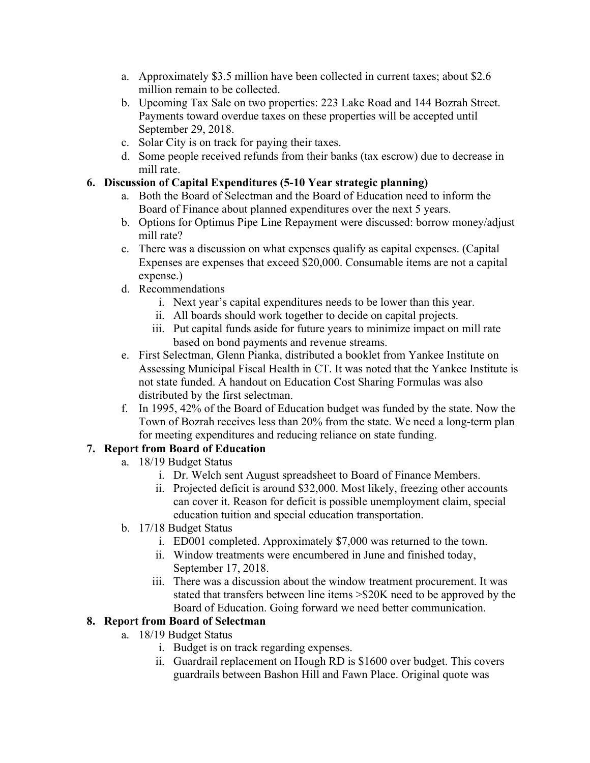a. Approximately $3.5 million have been collected in current taxes; about $2.6 million remain to be collected.
b. Upcoming Tax Sale on two properties: 223 Lake Road and 144 Bozrah Street. Payments toward overdue taxes on these properties will be accepted until September 29, 2018.
c. Solar City is on track for paying their taxes.
d. Some people received refunds from their banks (tax escrow) due to decrease in mill rate.

**6. Discussion of Capital Expenditures (5-10 Year strategic planning)**

a. Both the Board of Selectman and the Board of Education need to inform the Board of Finance about planned expenditures over the next 5 years.
b. Options for Optimus Pipe Line Repayment were discussed: borrow money/adjust mill rate?
c. There was a discussion on what expenses qualify as capital expenses. (Capital Expenses are expenses that exceed $20,000. Consumable items are not a capital expense.)
d. Recommendations
   i. Next year's capital expenditures needs to be lower than this year.
   ii. All boards should work together to decide on capital projects.
   iii. Put capital funds aside for future years to minimize impact on mill rate based on bond payments and revenue streams.
e. First Selectman, Glenn Pianka, distributed a booklet from Yankee Institute on Assessing Municipal Fiscal Health in CT. It was noted that the Yankee Institute is not state funded. A handout on Education Cost Sharing Formulas was also distributed by the first selectman.
f. In 1995, 42% of the Board of Education budget was funded by the state. Now the Town of Bozrah receives less than 20% from the state. We need a long-term plan for meeting expenditures and reducing reliance on state funding.

**7. Report from Board of Education**

a. 18/19 Budget Status
   i. Dr. Welch sent August spreadsheet to Board of Finance Members.
   ii. Projected deficit is around $32,000. Most likely, freezing other accounts can cover it. Reason for deficit is possible unemployment claim, special education tuition and special education transportation.
b. 17/18 Budget Status
   i. ED001 completed. Approximately $7,000 was returned to the town.
   ii. Window treatments were encumbered in June and finished today, September 17, 2018.
   iii. There was a discussion about the window treatment procurement. It was stated that transfers between line items >$20K need to be approved by the Board of Education. Going forward we need better communication.

**8. Report from Board of Selectman**

a. 18/19 Budget Status
   i. Budget is on track regarding expenses.
   ii. Guardrail replacement on Hough RD is $1600 over budget. This covers guardrails between Bashon Hill and Fawn Place. Original quote was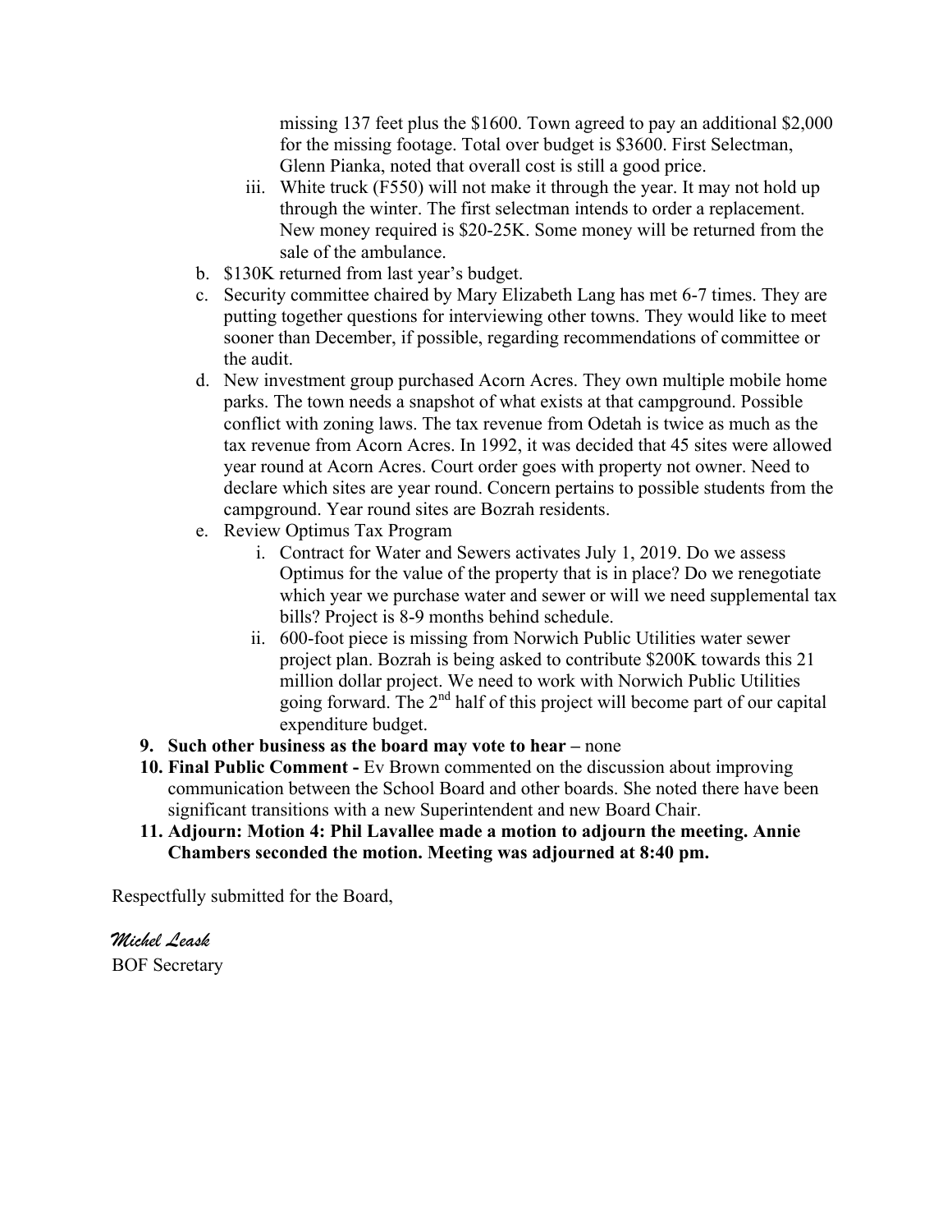missing 137 feet plus the $1600. Town agreed to pay an additional $2,000 for the missing footage. Total over budget is $3600. First Selectman, Glenn Pianka, noted that overall cost is still a good price.

   iii. White truck (F550) will not make it through the year. It may not hold up through the winter. The first selectman intends to order a replacement. New money required is $20-25K. Some money will be returned from the sale of the ambulance.

b. $130K returned from last year's budget.

c. Security committee chaired by Mary Elizabeth Lang has met 6-7 times. They are putting together questions for interviewing other towns. They would like to meet sooner than December, if possible, regarding recommendations of committee or the audit.

d. New investment group purchased Acorn Acres. They own multiple mobile home parks. The town needs a snapshot of what exists at that campground. Possible conflict with zoning laws. The tax revenue from Odetah is twice as much as the tax revenue from Acorn Acres. In 1992, it was decided that 45 sites were allowed year round at Acorn Acres. Court order goes with property not owner. Need to declare which sites are year round. Concern pertains to possible students from the campground. Year round sites are Bozrah residents.

e. Review Optimus Tax Program

   i. Contract for Water and Sewers activates July 1, 2019. Do we assess Optimus for the value of the property that is in place? Do we renegotiate which year we purchase water and sewer or will we need supplemental tax bills? Project is 8-9 months behind schedule.

   ii. 600-foot piece is missing from Norwich Public Utilities water sewer project plan. Bozrah is being asked to contribute $200K towards this 21 million dollar project. We need to work with Norwich Public Utilities going forward. The 2nd half of this project will become part of our capital expenditure budget.

9. **Such other business as the board may vote to hear –** none

10. **Final Public Comment -** Ev Brown commented on the discussion about improving communication between the School Board and other boards. She noted there have been significant transitions with a new Superintendent and new Board Chair.

11. **Adjourn: Motion 4: Phil Lavallee made a motion to adjourn the meeting. Annie Chambers seconded the motion. Meeting was adjourned at 8:40 pm.**

Respectfully submitted for the Board,

*Michel Leask*
BOF Secretary